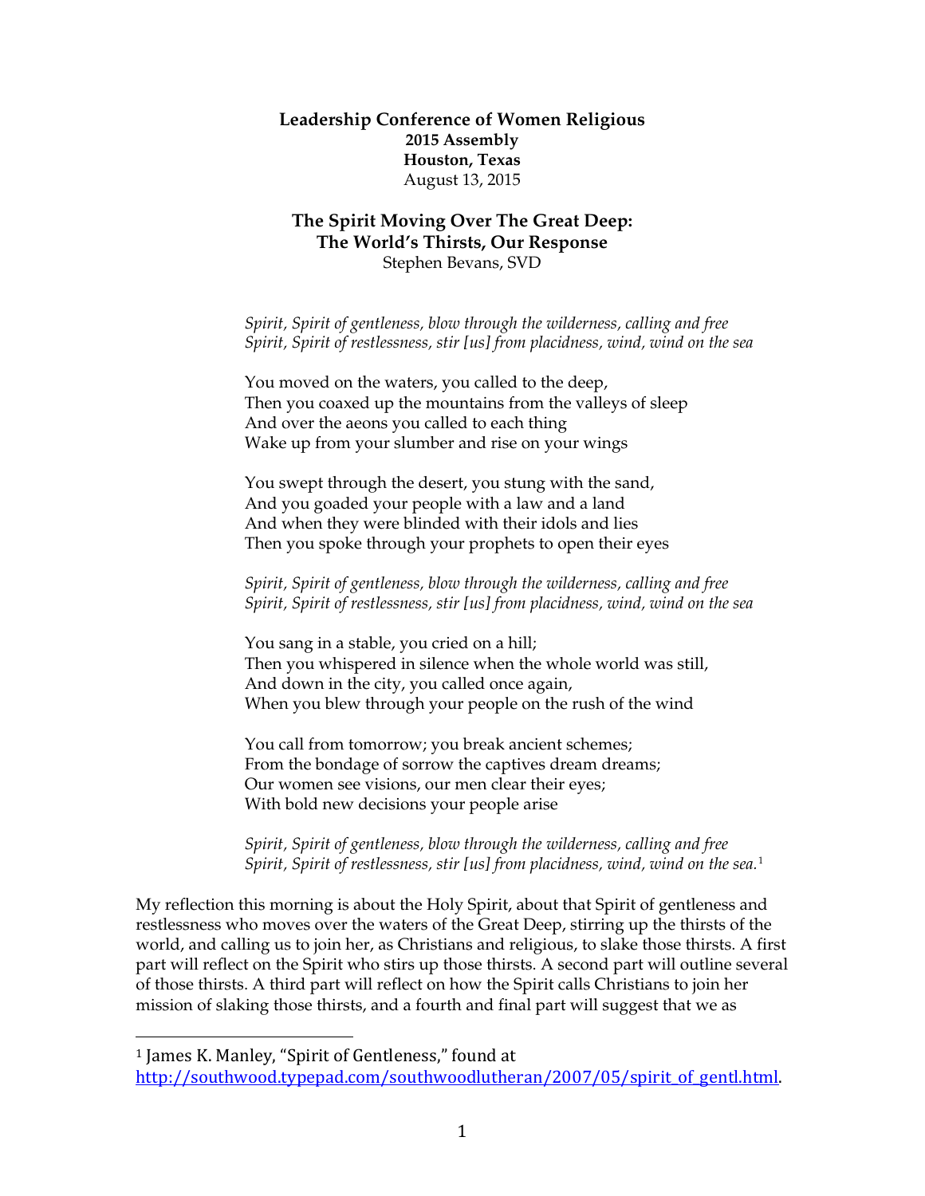**Leadership Conference of Women Religious**
**2015 Assembly**
**Houston, Texas**
August 13, 2015

## The Spirit Moving Over The Great Deep: The World's Thirsts, Our Response

Stephen Bevans, SVD

*Spirit, Spirit of gentleness, blow through the wilderness, calling and free*
*Spirit, Spirit of restlessness, stir [us] from placidness, wind, wind on the sea*

You moved on the waters, you called to the deep,
Then you coaxed up the mountains from the valleys of sleep
And over the aeons you called to each thing
Wake up from your slumber and rise on your wings

You swept through the desert, you stung with the sand,
And you goaded your people with a law and a land
And when they were blinded with their idols and lies
Then you spoke through your prophets to open their eyes

*Spirit, Spirit of gentleness, blow through the wilderness, calling and free*
*Spirit, Spirit of restlessness, stir [us] from placidness, wind, wind on the sea*

You sang in a stable, you cried on a hill;
Then you whispered in silence when the whole world was still,
And down in the city, you called once again,
When you blew through your people on the rush of the wind

You call from tomorrow; you break ancient schemes;
From the bondage of sorrow the captives dream dreams;
Our women see visions, our men clear their eyes;
With bold new decisions your people arise

*Spirit, Spirit of gentleness, blow through the wilderness, calling and free*
*Spirit, Spirit of restlessness, stir [us] from placidness, wind, wind on the sea.*[1]

My reflection this morning is about the Holy Spirit, about that Spirit of gentleness and restlessness who moves over the waters of the Great Deep, stirring up the thirsts of the world, and calling us to join her, as Christians and religious, to slake those thirsts. A first part will reflect on the Spirit who stirs up those thirsts. A second part will outline several of those thirsts. A third part will reflect on how the Spirit calls Christians to join her mission of slaking those thirsts, and a fourth and final part will suggest that we as

---

[1] James K. Manley, "Spirit of Gentleness," found at http://southwood.typepad.com/southwoodlutheran/2007/05/spirit_of_gentl.html.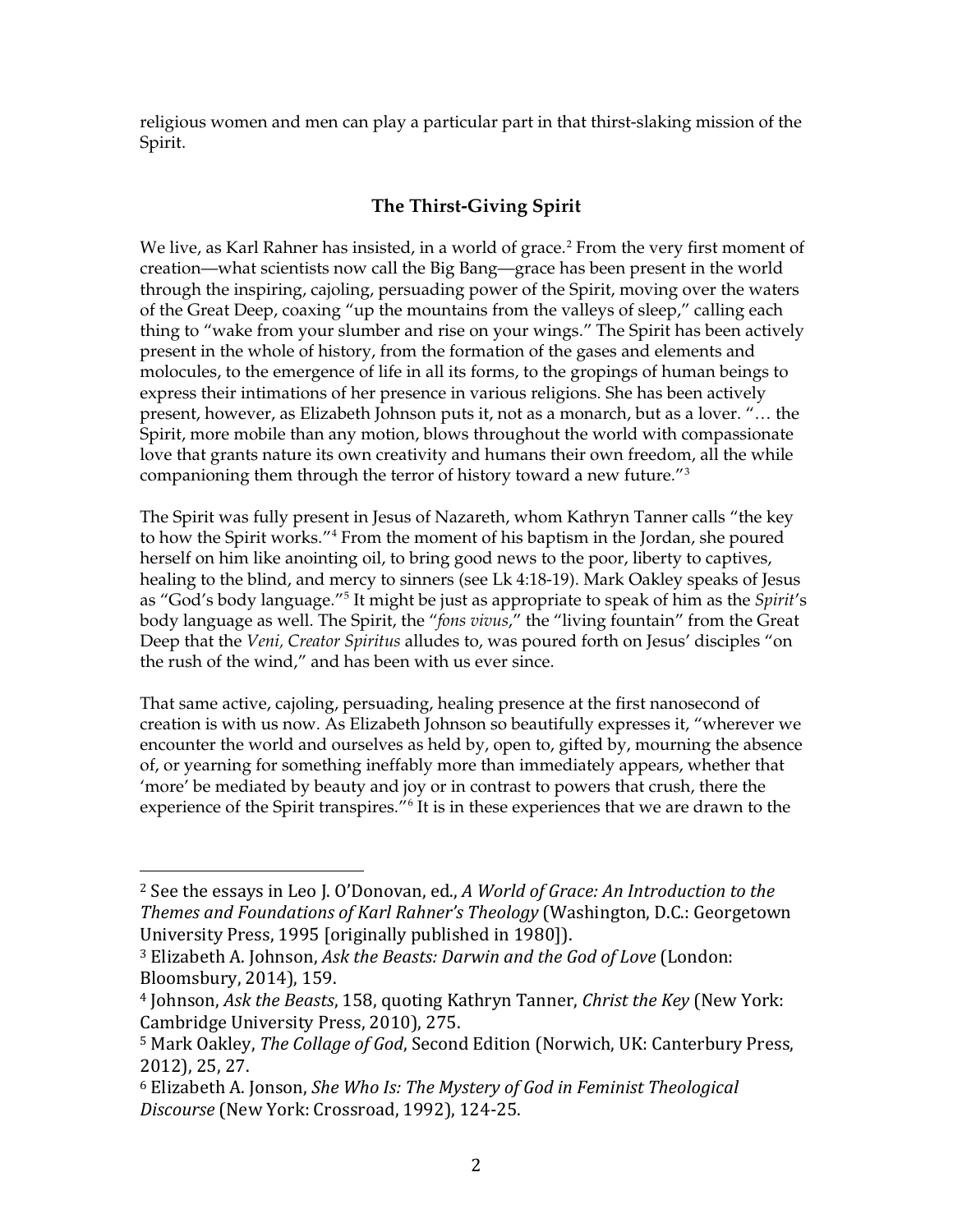religious women and men can play a particular part in that thirst-slaking mission of the Spirit.

## The Thirst-Giving Spirit

We live, as Karl Rahner has insisted, in a world of grace.[2] From the very first moment of creation—what scientists now call the Big Bang—grace has been present in the world through the inspiring, cajoling, persuading power of the Spirit, moving over the waters of the Great Deep, coaxing "up the mountains from the valleys of sleep," calling each thing to "wake from your slumber and rise on your wings." The Spirit has been actively present in the whole of history, from the formation of the gases and elements and molocules, to the emergence of life in all its forms, to the gropings of human beings to express their intimations of her presence in various religions. She has been actively present, however, as Elizabeth Johnson puts it, not as a monarch, but as a lover. "… the Spirit, more mobile than any motion, blows throughout the world with compassionate love that grants nature its own creativity and humans their own freedom, all the while companioning them through the terror of history toward a new future."[3]

The Spirit was fully present in Jesus of Nazareth, whom Kathryn Tanner calls "the key to how the Spirit works."[4] From the moment of his baptism in the Jordan, she poured herself on him like anointing oil, to bring good news to the poor, liberty to captives, healing to the blind, and mercy to sinners (see Lk 4:18-19). Mark Oakley speaks of Jesus as "God's body language."[5] It might be just as appropriate to speak of him as the *Spirit*'s body language as well. The Spirit, the "*fons vivus*," the "living fountain" from the Great Deep that the *Veni, Creator Spiritus* alludes to, was poured forth on Jesus' disciples "on the rush of the wind," and has been with us ever since.

That same active, cajoling, persuading, healing presence at the first nanosecond of creation is with us now. As Elizabeth Johnson so beautifully expresses it, "wherever we encounter the world and ourselves as held by, open to, gifted by, mourning the absence of, or yearning for something ineffably more than immediately appears, whether that 'more' be mediated by beauty and joy or in contrast to powers that crush, there the experience of the Spirit transpires."[6] It is in these experiences that we are drawn to the

---

[2] See the essays in Leo J. O'Donovan, ed., *A World of Grace: An Introduction to the Themes and Foundations of Karl Rahner's Theology* (Washington, D.C.: Georgetown University Press, 1995 [originally published in 1980]).

[3] Elizabeth A. Johnson, *Ask the Beasts: Darwin and the God of Love* (London: Bloomsbury, 2014), 159.

[4] Johnson, *Ask the Beasts*, 158, quoting Kathryn Tanner, *Christ the Key* (New York: Cambridge University Press, 2010), 275.

[5] Mark Oakley, *The Collage of God*, Second Edition (Norwich, UK: Canterbury Press, 2012), 25, 27.

[6] Elizabeth A. Jonson, *She Who Is: The Mystery of God in Feminist Theological Discourse* (New York: Crossroad, 1992), 124-25.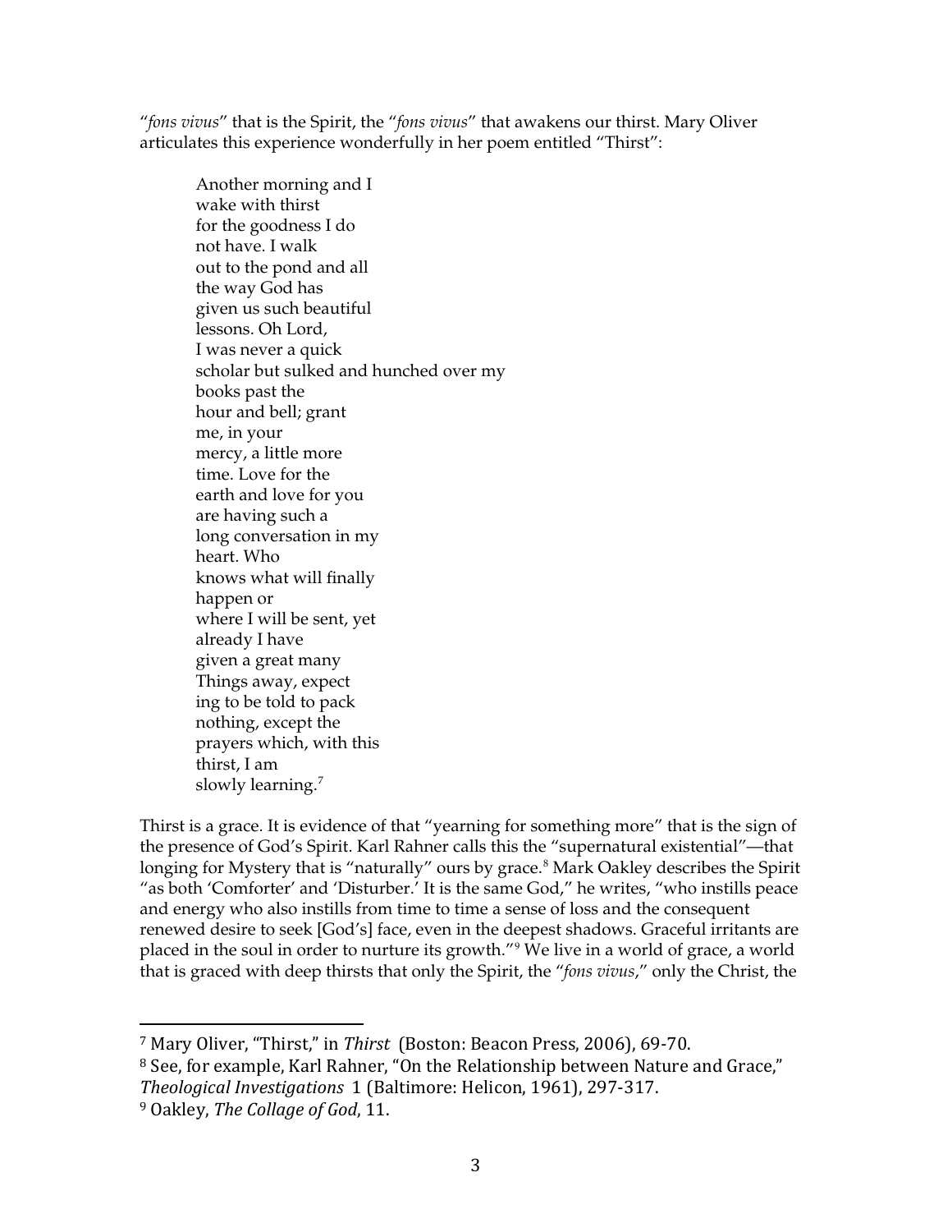"*fons vivus*" that is the Spirit, the "*fons vivus*" that awakens our thirst. Mary Oliver articulates this experience wonderfully in her poem entitled "Thirst":

> Another morning and I  
> wake with thirst  
> for the goodness I do  
> not have. I walk  
> out to the pond and all  
> the way God has  
> given us such beautiful  
> lessons. Oh Lord,  
> I was never a quick  
> scholar but sulked and hunched over my  
> books past the  
> hour and bell; grant  
> me, in your  
> mercy, a little more  
> time. Love for the  
> earth and love for you  
> are having such a  
> long conversation in my  
> heart. Who  
> knows what will finally  
> happen or  
> where I will be sent, yet  
> already I have  
> given a great many  
> Things away, expect  
> ing to be told to pack  
> nothing, except the  
> prayers which, with this  
> thirst, I am  
> slowly learning.[7]

Thirst is a grace. It is evidence of that "yearning for something more" that is the sign of the presence of God's Spirit. Karl Rahner calls this the "supernatural existential"—that longing for Mystery that is "naturally" ours by grace.[8] Mark Oakley describes the Spirit "as both 'Comforter' and 'Disturber.' It is the same God," he writes, "who instills peace and energy who also instills from time to time a sense of loss and the consequent renewed desire to seek [God's] face, even in the deepest shadows. Graceful irritants are placed in the soul in order to nurture its growth."[9] We live in a world of grace, a world that is graced with deep thirsts that only the Spirit, the "*fons vivus*," only the Christ, the

---

[7] Mary Oliver, "Thirst," in *Thirst* (Boston: Beacon Press, 2006), 69-70.

[8] See, for example, Karl Rahner, "On the Relationship between Nature and Grace," *Theological Investigations* 1 (Baltimore: Helicon, 1961), 297-317.

[9] Oakley, *The Collage of God*, 11.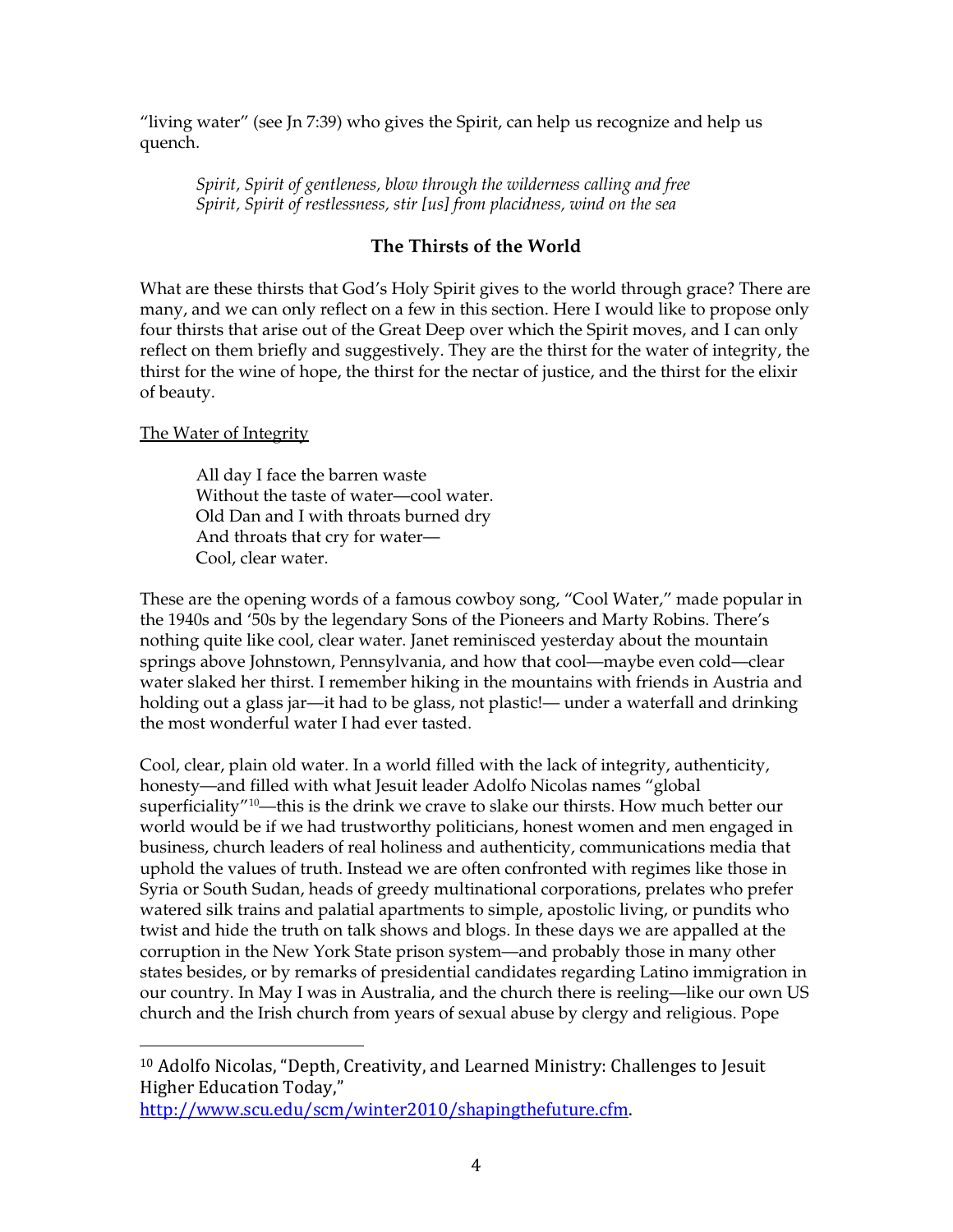"living water" (see Jn 7:39) who gives the Spirit, can help us recognize and help us quench.

> *Spirit, Spirit of gentleness, blow through the wilderness calling and free*
> *Spirit, Spirit of restlessness, stir [us] from placidness, wind on the sea*

## The Thirsts of the World

What are these thirsts that God's Holy Spirit gives to the world through grace? There are many, and we can only reflect on a few in this section. Here I would like to propose only four thirsts that arise out of the Great Deep over which the Spirit moves, and I can only reflect on them briefly and suggestively. They are the thirst for the water of integrity, the thirst for the wine of hope, the thirst for the nectar of justice, and the thirst for the elixir of beauty.

### The Water of Integrity

> All day I face the barren waste
> Without the taste of water—cool water.
> Old Dan and I with throats burned dry
> And throats that cry for water—
> Cool, clear water.

These are the opening words of a famous cowboy song, "Cool Water," made popular in the 1940s and '50s by the legendary Sons of the Pioneers and Marty Robins. There's nothing quite like cool, clear water. Janet reminisced yesterday about the mountain springs above Johnstown, Pennsylvania, and how that cool—maybe even cold—clear water slaked her thirst. I remember hiking in the mountains with friends in Austria and holding out a glass jar—it had to be glass, not plastic!— under a waterfall and drinking the most wonderful water I had ever tasted.

Cool, clear, plain old water. In a world filled with the lack of integrity, authenticity, honesty—and filled with what Jesuit leader Adolfo Nicolas names "global superficiality"[10]—this is the drink we crave to slake our thirsts. How much better our world would be if we had trustworthy politicians, honest women and men engaged in business, church leaders of real holiness and authenticity, communications media that uphold the values of truth. Instead we are often confronted with regimes like those in Syria or South Sudan, heads of greedy multinational corporations, prelates who prefer watered silk trains and palatial apartments to simple, apostolic living, or pundits who twist and hide the truth on talk shows and blogs. In these days we are appalled at the corruption in the New York State prison system—and probably those in many other states besides, or by remarks of presidential candidates regarding Latino immigration in our country. In May I was in Australia, and the church there is reeling—like our own US church and the Irish church from years of sexual abuse by clergy and religious. Pope

---

[10] Adolfo Nicolas, "Depth, Creativity, and Learned Ministry: Challenges to Jesuit Higher Education Today," http://www.scu.edu/scm/winter2010/shapingthefuture.cfm.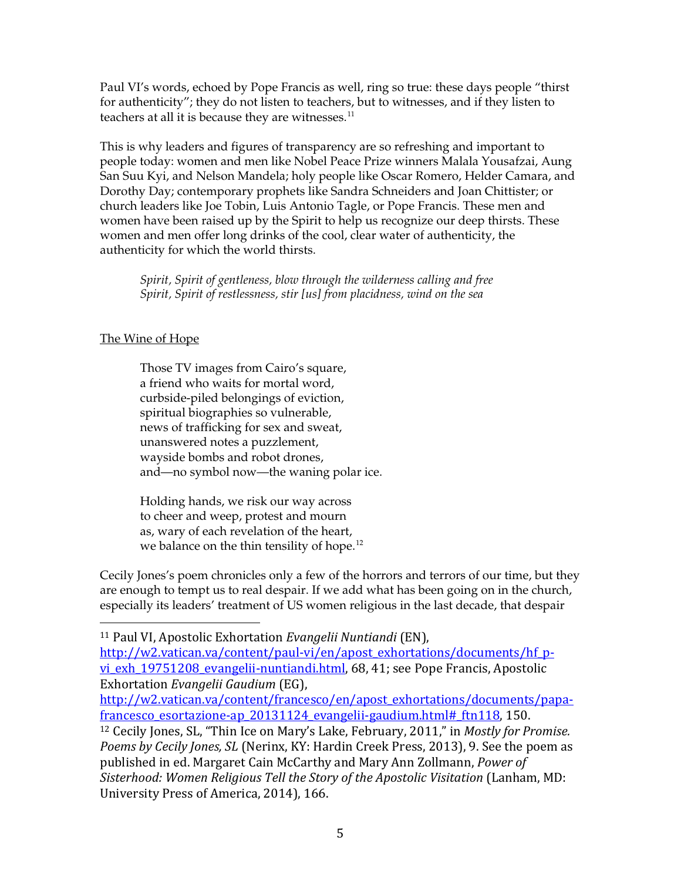Paul VI's words, echoed by Pope Francis as well, ring so true: these days people "thirst for authenticity"; they do not listen to teachers, but to witnesses, and if they listen to teachers at all it is because they are witnesses.[11]

This is why leaders and figures of transparency are so refreshing and important to people today: women and men like Nobel Peace Prize winners Malala Yousafzai, Aung San Suu Kyi, and Nelson Mandela; holy people like Oscar Romero, Helder Camara, and Dorothy Day; contemporary prophets like Sandra Schneiders and Joan Chittister; or church leaders like Joe Tobin, Luis Antonio Tagle, or Pope Francis. These men and women have been raised up by the Spirit to help us recognize our deep thirsts. These women and men offer long drinks of the cool, clear water of authenticity, the authenticity for which the world thirsts.

> *Spirit, Spirit of gentleness, blow through the wilderness calling and free*
> *Spirit, Spirit of restlessness, stir [us] from placidness, wind on the sea*

<u>The Wine of Hope</u>

> Those TV images from Cairo's square,
> a friend who waits for mortal word,
> curbside-piled belongings of eviction,
> spiritual biographies so vulnerable,
> news of trafficking for sex and sweat,
> unanswered notes a puzzlement,
> wayside bombs and robot drones,
> and—no symbol now—the waning polar ice.
>
> Holding hands, we risk our way across
> to cheer and weep, protest and mourn
> as, wary of each revelation of the heart,
> we balance on the thin tensility of hope.[12]

Cecily Jones's poem chronicles only a few of the horrors and terrors of our time, but they are enough to tempt us to real despair. If we add what has been going on in the church, especially its leaders' treatment of US women religious in the last decade, that despair

---

[11] Paul VI, Apostolic Exhortation *Evangelii Nuntiandi* (EN), http://w2.vatican.va/content/paul-vi/en/apost_exhortations/documents/hf_p-vi_exh_19751208_evangelii-nuntiandi.html, 68, 41; see Pope Francis, Apostolic Exhortation *Evangelii Gaudium* (EG), http://w2.vatican.va/content/francesco/en/apost_exhortations/documents/papa-francesco_esortazione-ap_20131124_evangelii-gaudium.html#_ftn118, 150.

[12] Cecily Jones, SL, "Thin Ice on Mary's Lake, February, 2011," in *Mostly for Promise. Poems by Cecily Jones, SL* (Nerinx, KY: Hardin Creek Press, 2013), 9. See the poem as published in ed. Margaret Cain McCarthy and Mary Ann Zollmann, *Power of Sisterhood: Women Religious Tell the Story of the Apostolic Visitation* (Lanham, MD: University Press of America, 2014), 166.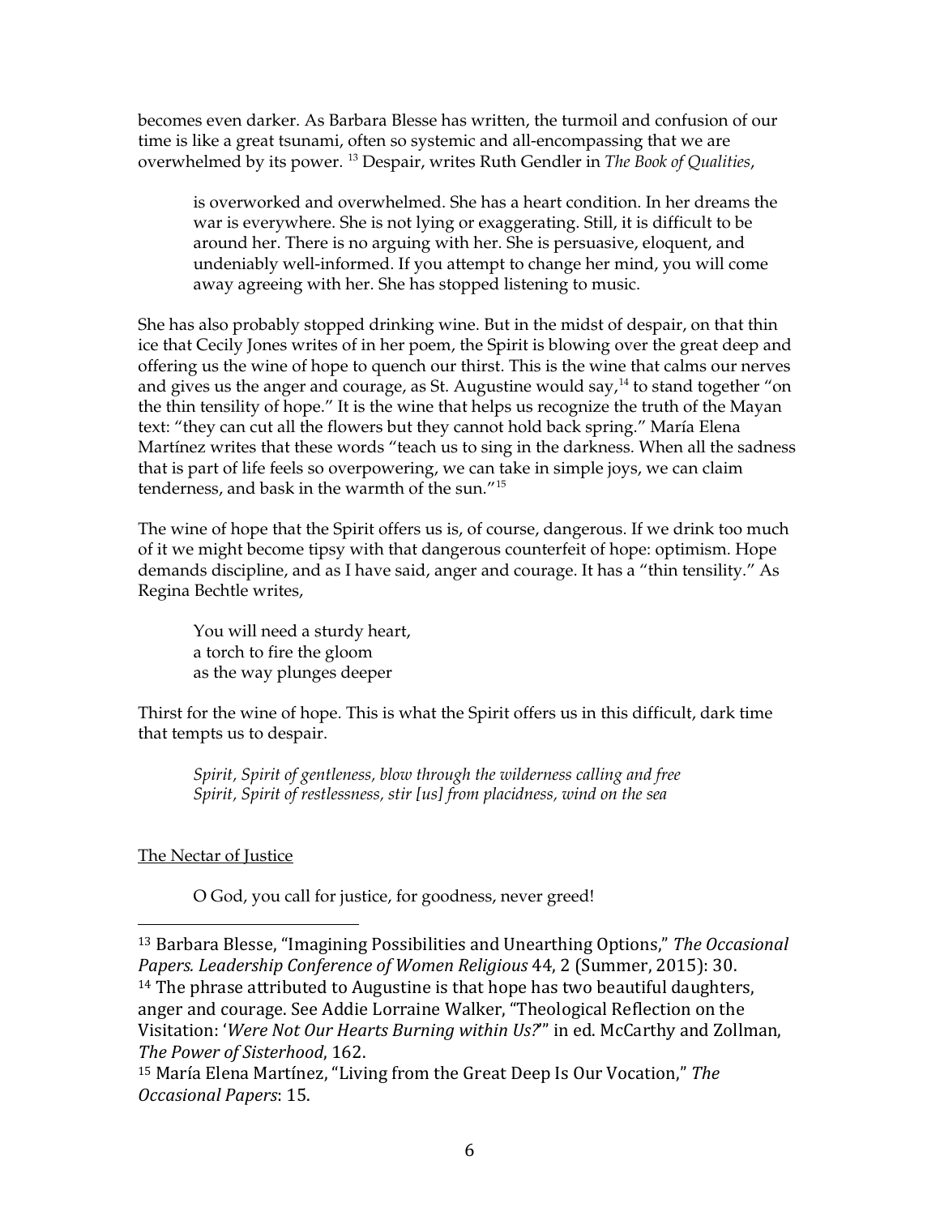becomes even darker. As Barbara Blesse has written, the turmoil and confusion of our time is like a great tsunami, often so systemic and all-encompassing that we are overwhelmed by its power. [13] Despair, writes Ruth Gendler in *The Book of Qualities*,

> is overworked and overwhelmed. She has a heart condition. In her dreams the war is everywhere. She is not lying or exaggerating. Still, it is difficult to be around her. There is no arguing with her. She is persuasive, eloquent, and undeniably well-informed. If you attempt to change her mind, you will come away agreeing with her. She has stopped listening to music.

She has also probably stopped drinking wine. But in the midst of despair, on that thin ice that Cecily Jones writes of in her poem, the Spirit is blowing over the great deep and offering us the wine of hope to quench our thirst. This is the wine that calms our nerves and gives us the anger and courage, as St. Augustine would say,[14] to stand together "on the thin tensility of hope." It is the wine that helps us recognize the truth of the Mayan text: "they can cut all the flowers but they cannot hold back spring." María Elena Martínez writes that these words "teach us to sing in the darkness. When all the sadness that is part of life feels so overpowering, we can take in simple joys, we can claim tenderness, and bask in the warmth of the sun."[15]

The wine of hope that the Spirit offers us is, of course, dangerous. If we drink too much of it we might become tipsy with that dangerous counterfeit of hope: optimism. Hope demands discipline, and as I have said, anger and courage. It has a "thin tensility." As Regina Bechtle writes,

> You will need a sturdy heart,
> a torch to fire the gloom
> as the way plunges deeper

Thirst for the wine of hope. This is what the Spirit offers us in this difficult, dark time that tempts us to despair.

> *Spirit, Spirit of gentleness, blow through the wilderness calling and free*
> *Spirit, Spirit of restlessness, stir [us] from placidness, wind on the sea*

<u>The Nectar of Justice</u>

> O God, you call for justice, for goodness, never greed!

---

[13] Barbara Blesse, "Imagining Possibilities and Unearthing Options," *The Occasional Papers. Leadership Conference of Women Religious* 44, 2 (Summer, 2015): 30.

[14] The phrase attributed to Augustine is that hope has two beautiful daughters, anger and courage. See Addie Lorraine Walker, "Theological Reflection on the Visitation: '*Were Not Our Hearts Burning within Us?*'" in ed. McCarthy and Zollman, *The Power of Sisterhood*, 162.

[15] María Elena Martínez, "Living from the Great Deep Is Our Vocation," *The Occasional Papers*: 15.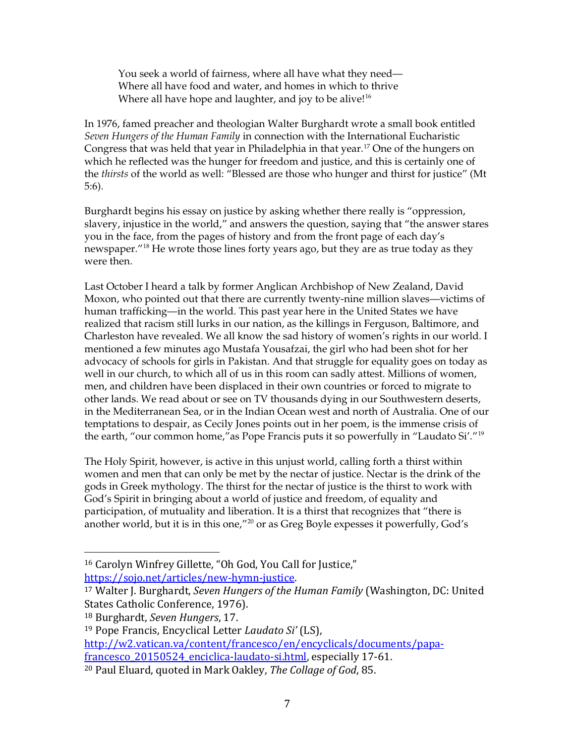> You seek a world of fairness, where all have what they need—
> Where all have food and water, and homes in which to thrive
> Where all have hope and laughter, and joy to be alive![16]

In 1976, famed preacher and theologian Walter Burghardt wrote a small book entitled *Seven Hungers of the Human Family* in connection with the International Eucharistic Congress that was held that year in Philadelphia in that year.[17] One of the hungers on which he reflected was the hunger for freedom and justice, and this is certainly one of the *thirsts* of the world as well: "Blessed are those who hunger and thirst for justice" (Mt 5:6).

Burghardt begins his essay on justice by asking whether there really is "oppression, slavery, injustice in the world," and answers the question, saying that "the answer stares you in the face, from the pages of history and from the front page of each day's newspaper."[18] He wrote those lines forty years ago, but they are as true today as they were then.

Last October I heard a talk by former Anglican Archbishop of New Zealand, David Moxon, who pointed out that there are currently twenty-nine million slaves—victims of human trafficking—in the world. This past year here in the United States we have realized that racism still lurks in our nation, as the killings in Ferguson, Baltimore, and Charleston have revealed. We all know the sad history of women's rights in our world. I mentioned a few minutes ago Mustafa Yousafzai, the girl who had been shot for her advocacy of schools for girls in Pakistan. And that struggle for equality goes on today as well in our church, to which all of us in this room can sadly attest. Millions of women, men, and children have been displaced in their own countries or forced to migrate to other lands. We read about or see on TV thousands dying in our Southwestern deserts, in the Mediterranean Sea, or in the Indian Ocean west and north of Australia. One of our temptations to despair, as Cecily Jones points out in her poem, is the immense crisis of the earth, "our common home,"as Pope Francis puts it so powerfully in "Laudato Si'."[19]

The Holy Spirit, however, is active in this unjust world, calling forth a thirst within women and men that can only be met by the nectar of justice. Nectar is the drink of the gods in Greek mythology. The thirst for the nectar of justice is the thirst to work with God's Spirit in bringing about a world of justice and freedom, of equality and participation, of mutuality and liberation. It is a thirst that recognizes that "there is another world, but it is in this one,"[20] or as Greg Boyle expesses it powerfully, God's

---

[16] Carolyn Winfrey Gillette, "Oh God, You Call for Justice," https://sojo.net/articles/new-hymn-justice.

[17] Walter J. Burghardt, *Seven Hungers of the Human Family* (Washington, DC: United States Catholic Conference, 1976).

[18] Burghardt, *Seven Hungers*, 17.

[19] Pope Francis, Encyclical Letter *Laudato Si'* (LS), http://w2.vatican.va/content/francesco/en/encyclicals/documents/papa-francesco_20150524_enciclica-laudato-si.html, especially 17-61.

[20] Paul Eluard, quoted in Mark Oakley, *The Collage of God*, 85.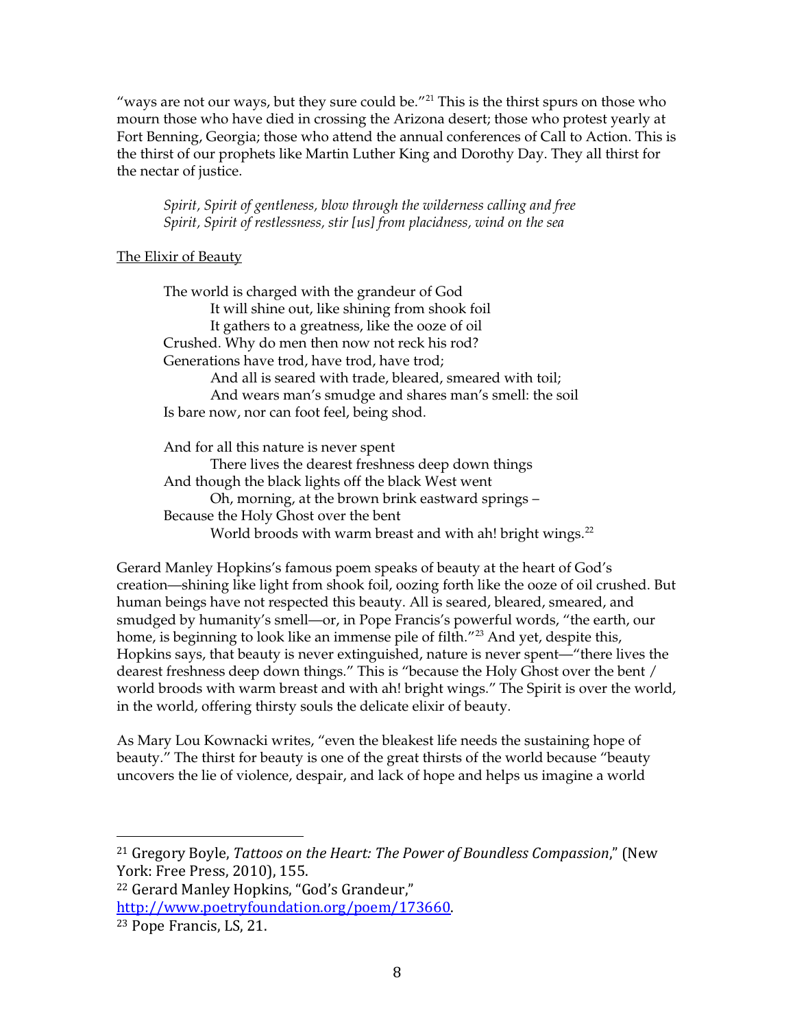"ways are not our ways, but they sure could be."[21] This is the thirst spurs on those who mourn those who have died in crossing the Arizona desert; those who protest yearly at Fort Benning, Georgia; those who attend the annual conferences of Call to Action. This is the thirst of our prophets like Martin Luther King and Dorothy Day. They all thirst for the nectar of justice.

> *Spirit, Spirit of gentleness, blow through the wilderness calling and free*
> *Spirit, Spirit of restlessness, stir [us] from placidness, wind on the sea*

<u>The Elixir of Beauty</u>

> The world is charged with the grandeur of God
> It will shine out, like shining from shook foil
> It gathers to a greatness, like the ooze of oil
> Crushed. Why do men then now not reck his rod?
> Generations have trod, have trod, have trod;
> And all is seared with trade, bleared, smeared with toil;
> And wears man's smudge and shares man's smell: the soil
> Is bare now, nor can foot feel, being shod.
>
> And for all this nature is never spent
> There lives the dearest freshness deep down things
> And though the black lights off the black West went
> Oh, morning, at the brown brink eastward springs –
> Because the Holy Ghost over the bent
> World broods with warm breast and with ah! bright wings.[22]

Gerard Manley Hopkins's famous poem speaks of beauty at the heart of God's creation—shining like light from shook foil, oozing forth like the ooze of oil crushed. But human beings have not respected this beauty. All is seared, bleared, smeared, and smudged by humanity's smell—or, in Pope Francis's powerful words, "the earth, our home, is beginning to look like an immense pile of filth."[23] And yet, despite this, Hopkins says, that beauty is never extinguished, nature is never spent—"there lives the dearest freshness deep down things." This is "because the Holy Ghost over the bent / world broods with warm breast and with ah! bright wings." The Spirit is over the world, in the world, offering thirsty souls the delicate elixir of beauty.

As Mary Lou Kownacki writes, "even the bleakest life needs the sustaining hope of beauty." The thirst for beauty is one of the great thirsts of the world because "beauty uncovers the lie of violence, despair, and lack of hope and helps us imagine a world

---

[21] Gregory Boyle, *Tattoos on the Heart: The Power of Boundless Compassion*," (New York: Free Press, 2010), 155.

[22] Gerard Manley Hopkins, "God's Grandeur," http://www.poetryfoundation.org/poem/173660.

[23] Pope Francis, LS, 21.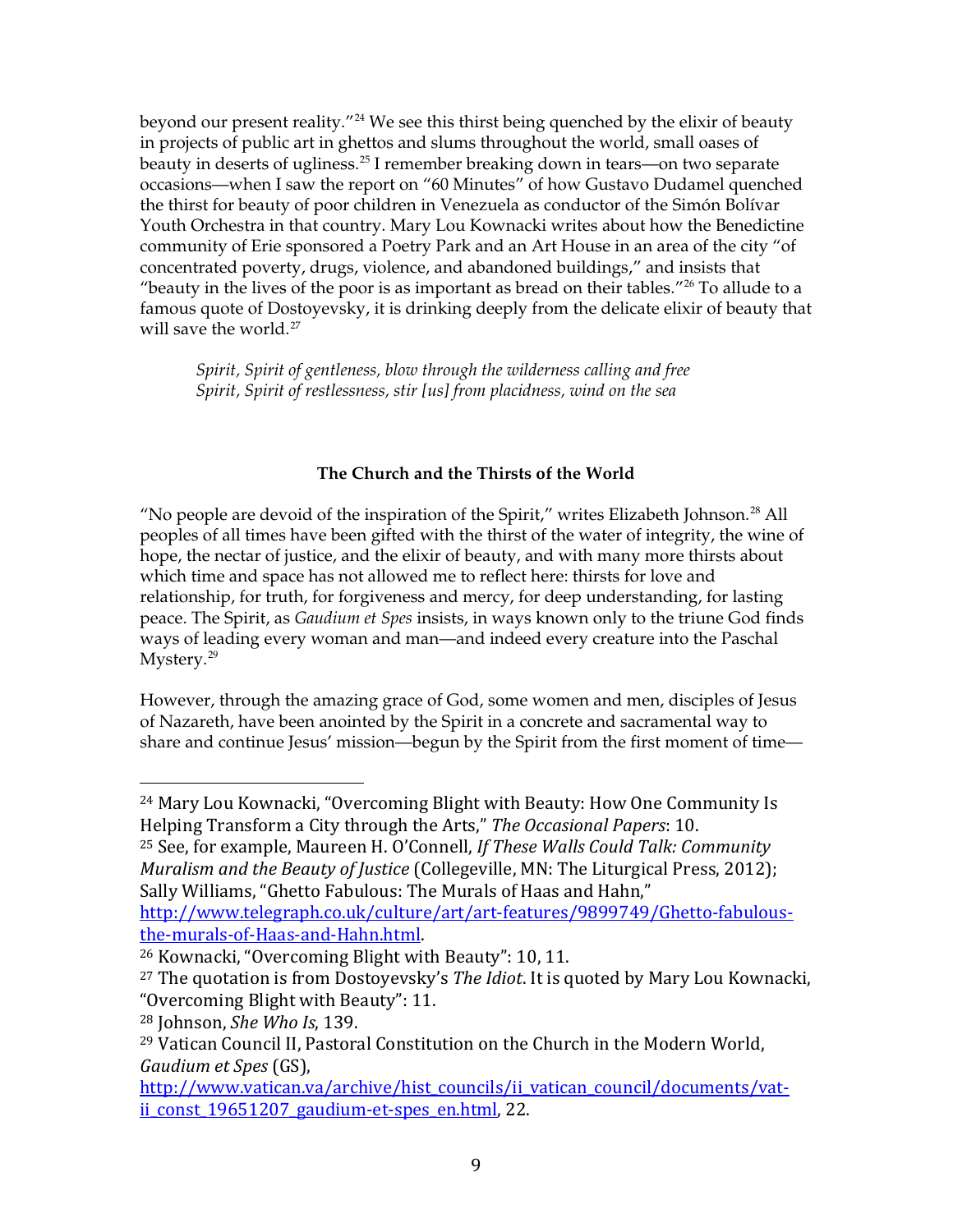beyond our present reality."[24] We see this thirst being quenched by the elixir of beauty in projects of public art in ghettos and slums throughout the world, small oases of beauty in deserts of ugliness.[25] I remember breaking down in tears—on two separate occasions—when I saw the report on "60 Minutes" of how Gustavo Dudamel quenched the thirst for beauty of poor children in Venezuela as conductor of the Simón Bolívar Youth Orchestra in that country. Mary Lou Kownacki writes about how the Benedictine community of Erie sponsored a Poetry Park and an Art House in an area of the city "of concentrated poverty, drugs, violence, and abandoned buildings," and insists that "beauty in the lives of the poor is as important as bread on their tables."[26] To allude to a famous quote of Dostoyevsky, it is drinking deeply from the delicate elixir of beauty that will save the world.[27]

> *Spirit, Spirit of gentleness, blow through the wilderness calling and free*
> *Spirit, Spirit of restlessness, stir [us] from placidness, wind on the sea*

### The Church and the Thirsts of the World

"No people are devoid of the inspiration of the Spirit," writes Elizabeth Johnson.[28] All peoples of all times have been gifted with the thirst of the water of integrity, the wine of hope, the nectar of justice, and the elixir of beauty, and with many more thirsts about which time and space has not allowed me to reflect here: thirsts for love and relationship, for truth, for forgiveness and mercy, for deep understanding, for lasting peace. The Spirit, as *Gaudium et Spes* insists, in ways known only to the triune God finds ways of leading every woman and man—and indeed every creature into the Paschal Mystery.[29]

However, through the amazing grace of God, some women and men, disciples of Jesus of Nazareth, have been anointed by the Spirit in a concrete and sacramental way to share and continue Jesus' mission—begun by the Spirit from the first moment of time—

---

[24] Mary Lou Kownacki, "Overcoming Blight with Beauty: How One Community Is Helping Transform a City through the Arts," *The Occasional Papers*: 10.

[25] See, for example, Maureen H. O'Connell, *If These Walls Could Talk: Community Muralism and the Beauty of Justice* (Collegeville, MN: The Liturgical Press, 2012); Sally Williams, "Ghetto Fabulous: The Murals of Haas and Hahn," http://www.telegraph.co.uk/culture/art/art-features/9899749/Ghetto-fabulous-the-murals-of-Haas-and-Hahn.html.

[26] Kownacki, "Overcoming Blight with Beauty": 10, 11.

[27] The quotation is from Dostoyevsky's *The Idiot*. It is quoted by Mary Lou Kownacki, "Overcoming Blight with Beauty": 11.

[28] Johnson, *She Who Is*, 139.

[29] Vatican Council II, Pastoral Constitution on the Church in the Modern World, *Gaudium et Spes* (GS), http://www.vatican.va/archive/hist_councils/ii_vatican_council/documents/vat-ii_const_19651207_gaudium-et-spes_en.html, 22.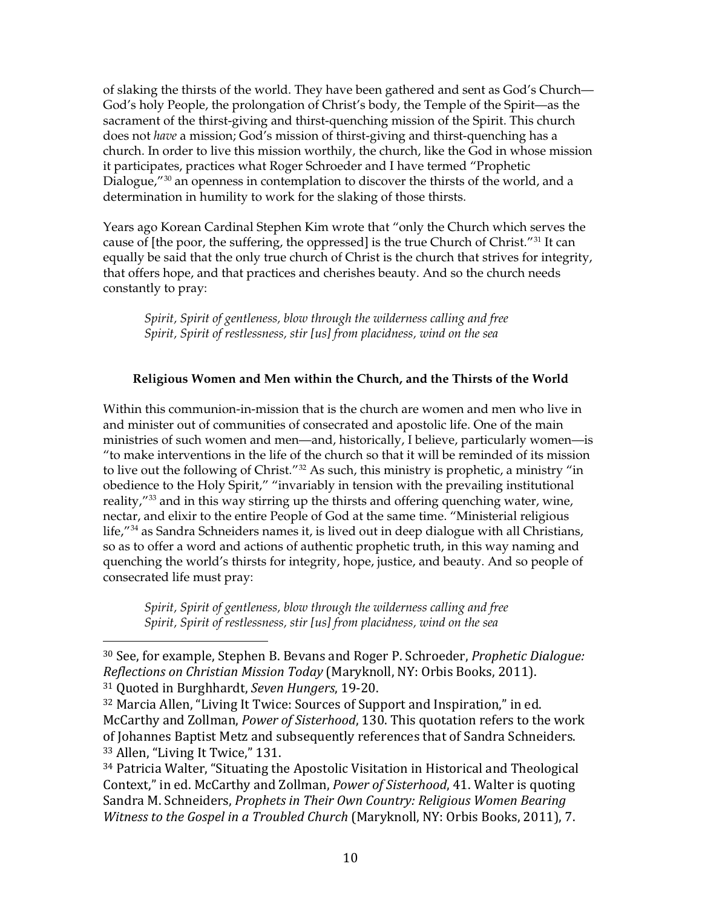of slaking the thirsts of the world. They have been gathered and sent as God's Church—God's holy People, the prolongation of Christ's body, the Temple of the Spirit—as the sacrament of the thirst-giving and thirst-quenching mission of the Spirit. This church does not *have* a mission; God's mission of thirst-giving and thirst-quenching has a church. In order to live this mission worthily, the church, like the God in whose mission it participates, practices what Roger Schroeder and I have termed "Prophetic Dialogue,"[30] an openness in contemplation to discover the thirsts of the world, and a determination in humility to work for the slaking of those thirsts.

Years ago Korean Cardinal Stephen Kim wrote that "only the Church which serves the cause of [the poor, the suffering, the oppressed] is the true Church of Christ."[31] It can equally be said that the only true church of Christ is the church that strives for integrity, that offers hope, and that practices and cherishes beauty. And so the church needs constantly to pray:

> *Spirit, Spirit of gentleness, blow through the wilderness calling and free*
> *Spirit, Spirit of restlessness, stir [us] from placidness, wind on the sea*

### Religious Women and Men within the Church, and the Thirsts of the World

Within this communion-in-mission that is the church are women and men who live in and minister out of communities of consecrated and apostolic life. One of the main ministries of such women and men—and, historically, I believe, particularly women—is "to make interventions in the life of the church so that it will be reminded of its mission to live out the following of Christ."[32] As such, this ministry is prophetic, a ministry "in obedience to the Holy Spirit," "invariably in tension with the prevailing institutional reality,"[33] and in this way stirring up the thirsts and offering quenching water, wine, nectar, and elixir to the entire People of God at the same time. "Ministerial religious life,"[34] as Sandra Schneiders names it, is lived out in deep dialogue with all Christians, so as to offer a word and actions of authentic prophetic truth, in this way naming and quenching the world's thirsts for integrity, hope, justice, and beauty. And so people of consecrated life must pray:

> *Spirit, Spirit of gentleness, blow through the wilderness calling and free*
> *Spirit, Spirit of restlessness, stir [us] from placidness, wind on the sea*

---

[30] See, for example, Stephen B. Bevans and Roger P. Schroeder, *Prophetic Dialogue: Reflections on Christian Mission Today* (Maryknoll, NY: Orbis Books, 2011).

[31] Quoted in Burghhardt, *Seven Hungers*, 19-20.

[32] Marcia Allen, "Living It Twice: Sources of Support and Inspiration," in ed. McCarthy and Zollman, *Power of Sisterhood*, 130. This quotation refers to the work of Johannes Baptist Metz and subsequently references that of Sandra Schneiders.

[33] Allen, "Living It Twice," 131.

[34] Patricia Walter, "Situating the Apostolic Visitation in Historical and Theological Context," in ed. McCarthy and Zollman, *Power of Sisterhood*, 41. Walter is quoting Sandra M. Schneiders, *Prophets in Their Own Country: Religious Women Bearing Witness to the Gospel in a Troubled Church* (Maryknoll, NY: Orbis Books, 2011), 7.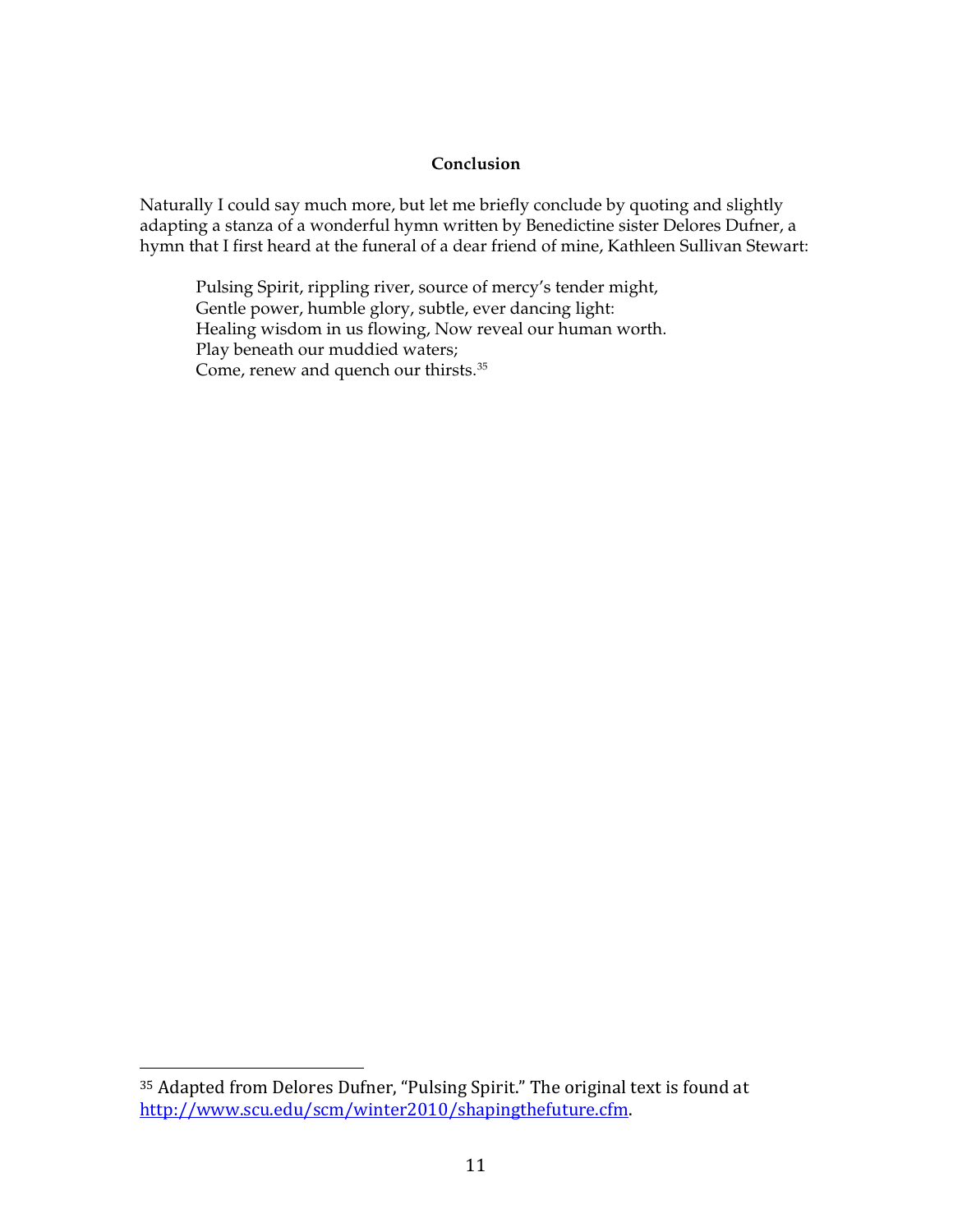## Conclusion

Naturally I could say much more, but let me briefly conclude by quoting and slightly adapting a stanza of a wonderful hymn written by Benedictine sister Delores Dufner, a hymn that I first heard at the funeral of a dear friend of mine, Kathleen Sullivan Stewart:

> Pulsing Spirit, rippling river, source of mercy's tender might,  
> Gentle power, humble glory, subtle, ever dancing light:  
> Healing wisdom in us flowing, Now reveal our human worth.  
> Play beneath our muddied waters;  
> Come, renew and quench our thirsts.[35]

---

[35] Adapted from Delores Dufner, "Pulsing Spirit." The original text is found at http://www.scu.edu/scm/winter2010/shapingthefuture.cfm.